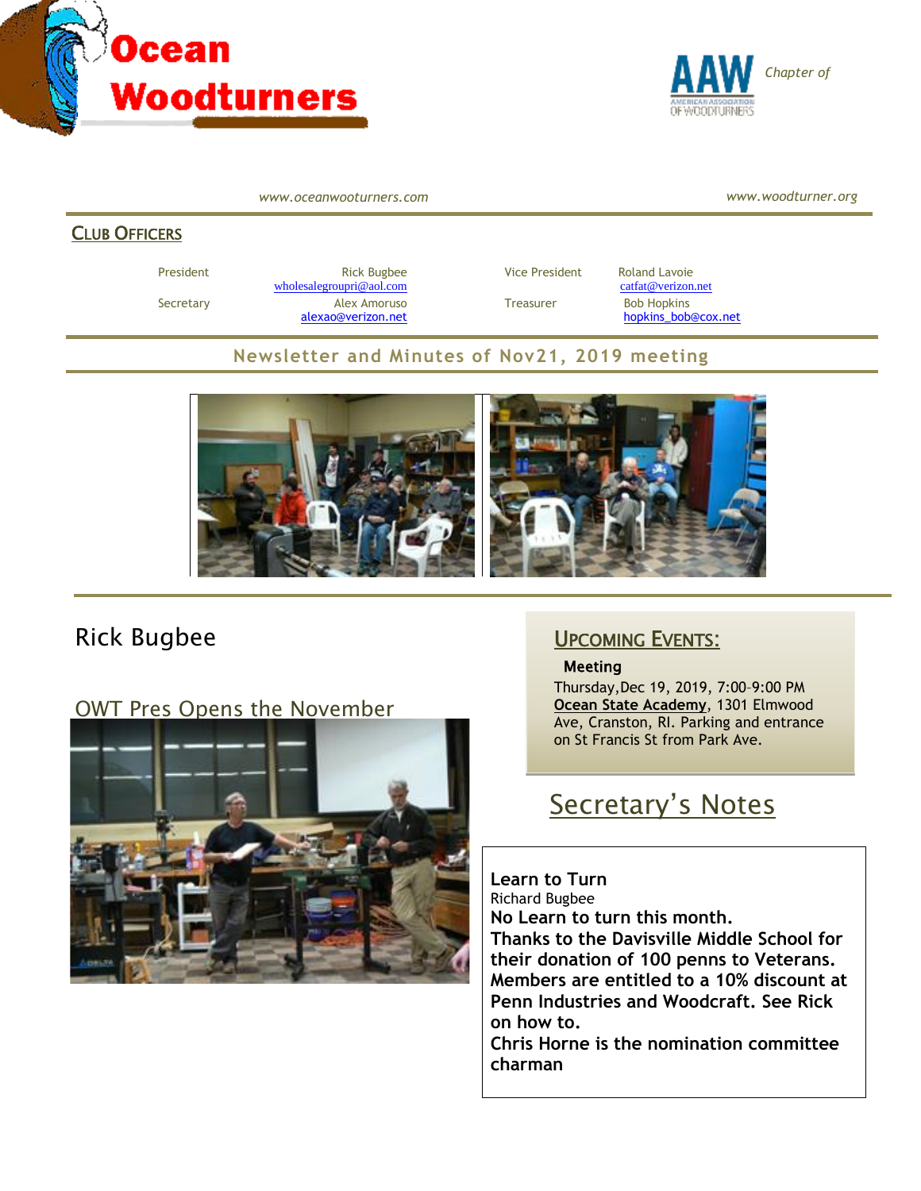# Ocean Woodturners

Chapter of AAW

www.oceanwootturners.com

www.woodturner.org

## Club Officers

| | | | |
|---|---|---|---|
| President | Rick Bugbee wholesalegroupri@aol.com | Vice President | Roland Lavoie catfat@verizon.net |
| Secretary | Alex Amoruso alexao@verizon.net | Treasurer | Bob Hopkins hopkins_bob@cox.net |

## Newsletter and Minutes of Nov21, 2019 meeting

Rick Bugbee

OWT Pres Opens the November

## Upcoming Events:

**Meeting**

Thursday,Dec 19, 2019, 7:00–9:00 PM
**Ocean State Academy**, 1301 Elmwood Ave, Cranston, RI. Parking and entrance on St Francis St from Park Ave.

## Secretary's Notes

**Learn to Turn**

Richard Bugbee

**No Learn to turn this month.**

**Thanks to the Davisville Middle School for their donation of 100 penns to Veterans.**

**Members are entitled to a 10% discount at Penn Industries and Woodcraft. See Rick on how to.**

**Chris Horne is the nomination committee charman**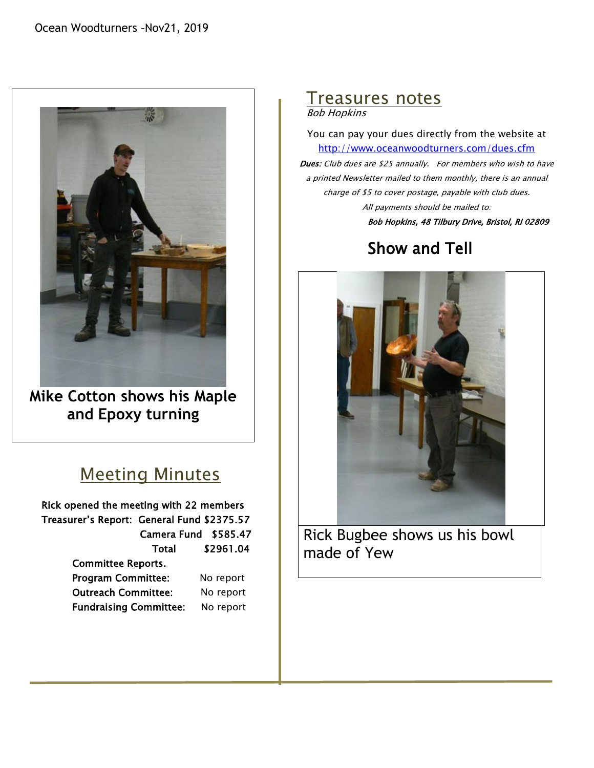Mike Cotton shows his Maple and Epoxy turning

## Meeting Minutes

Rick opened the meeting with 22 members

Treasurer's Report: General Fund $2375.57

| | |
|---|---|
| Camera Fund | $585.47 |
| Total | $2961.04 |

Committee Reports.

| | |
|---|---|
| Program Committee: | No report |
| Outreach Committee: | No report |
| Fundraising Committee: | No report |

## Treasures notes

*Bob Hopkins*

You can pay your dues directly from the website at http://www.oceanwoodturners.com/dues.cfm

***Dues:*** *Club dues are $25 annually. For members who wish to have a printed Newsletter mailed to them monthly, there is an annual charge of $5 to cover postage, payable with club dues.*

*All payments should be mailed to:*

***Bob Hopkins, 48 Tilbury Drive, Bristol, RI 02809***

## Show and Tell

Rick Bugbee shows us his bowl made of Yew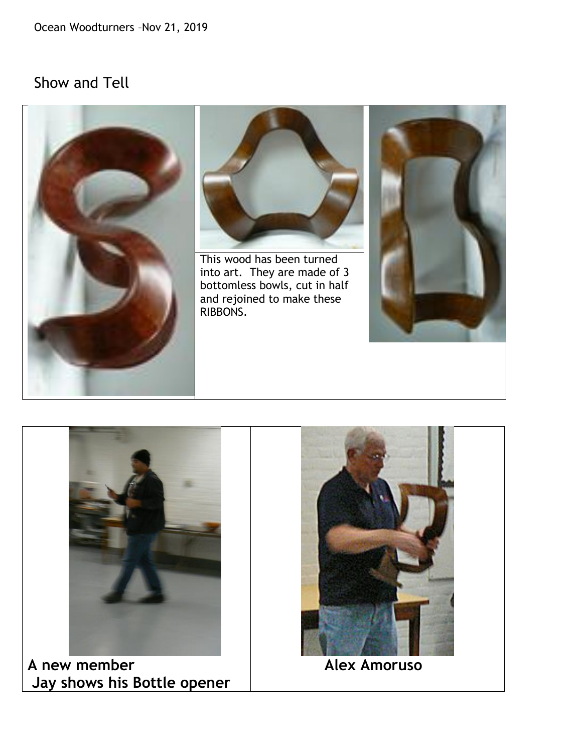## Show and Tell

This wood has been turned into art. They are made of 3 bottomless bowls, cut in half and rejoined to make these RIBBONS.

**A new member**
**Jay shows his Bottle opener**

**Alex Amoruso**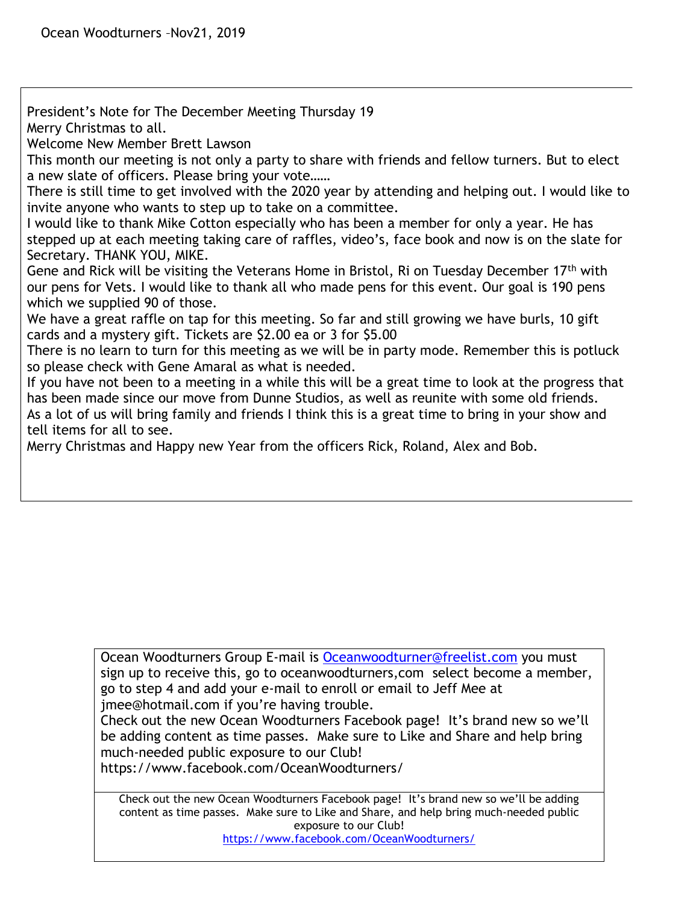Ocean Woodturners –Nov21, 2019

President's Note for The December Meeting Thursday 19

Merry Christmas to all.

Welcome New Member Brett Lawson

This month our meeting is not only a party to share with friends and fellow turners. But to elect a new slate of officers. Please bring your vote……

There is still time to get involved with the 2020 year by attending and helping out. I would like to invite anyone who wants to step up to take on a committee.

I would like to thank Mike Cotton especially who has been a member for only a year. He has stepped up at each meeting taking care of raffles, video's, face book and now is on the slate for Secretary. THANK YOU, MIKE.

Gene and Rick will be visiting the Veterans Home in Bristol, Ri on Tuesday December 17th with our pens for Vets. I would like to thank all who made pens for this event. Our goal is 190 pens which we supplied 90 of those.

We have a great raffle on tap for this meeting. So far and still growing we have burls, 10 gift cards and a mystery gift. Tickets are $2.00 ea or 3 for $5.00

There is no learn to turn for this meeting as we will be in party mode. Remember this is potluck so please check with Gene Amaral as what is needed.

If you have not been to a meeting in a while this will be a great time to look at the progress that has been made since our move from Dunne Studios, as well as reunite with some old friends.

As a lot of us will bring family and friends I think this is a great time to bring in your show and tell items for all to see.

Merry Christmas and Happy new Year from the officers Rick, Roland, Alex and Bob.

Ocean Woodturners Group E-mail is Oceanwoodturner@freelist.com you must sign up to receive this, go to oceanwoodturners,com select become a member, go to step 4 and add your e-mail to enroll or email to Jeff Mee at jmee@hotmail.com if you're having trouble.

Check out the new Ocean Woodturners Facebook page! It's brand new so we'll be adding content as time passes. Make sure to Like and Share and help bring much-needed public exposure to our Club!

https://www.facebook.com/OceanWoodturners/

Check out the new Ocean Woodturners Facebook page! It's brand new so we'll be adding content as time passes. Make sure to Like and Share, and help bring much-needed public exposure to our Club!

https://www.facebook.com/OceanWoodturners/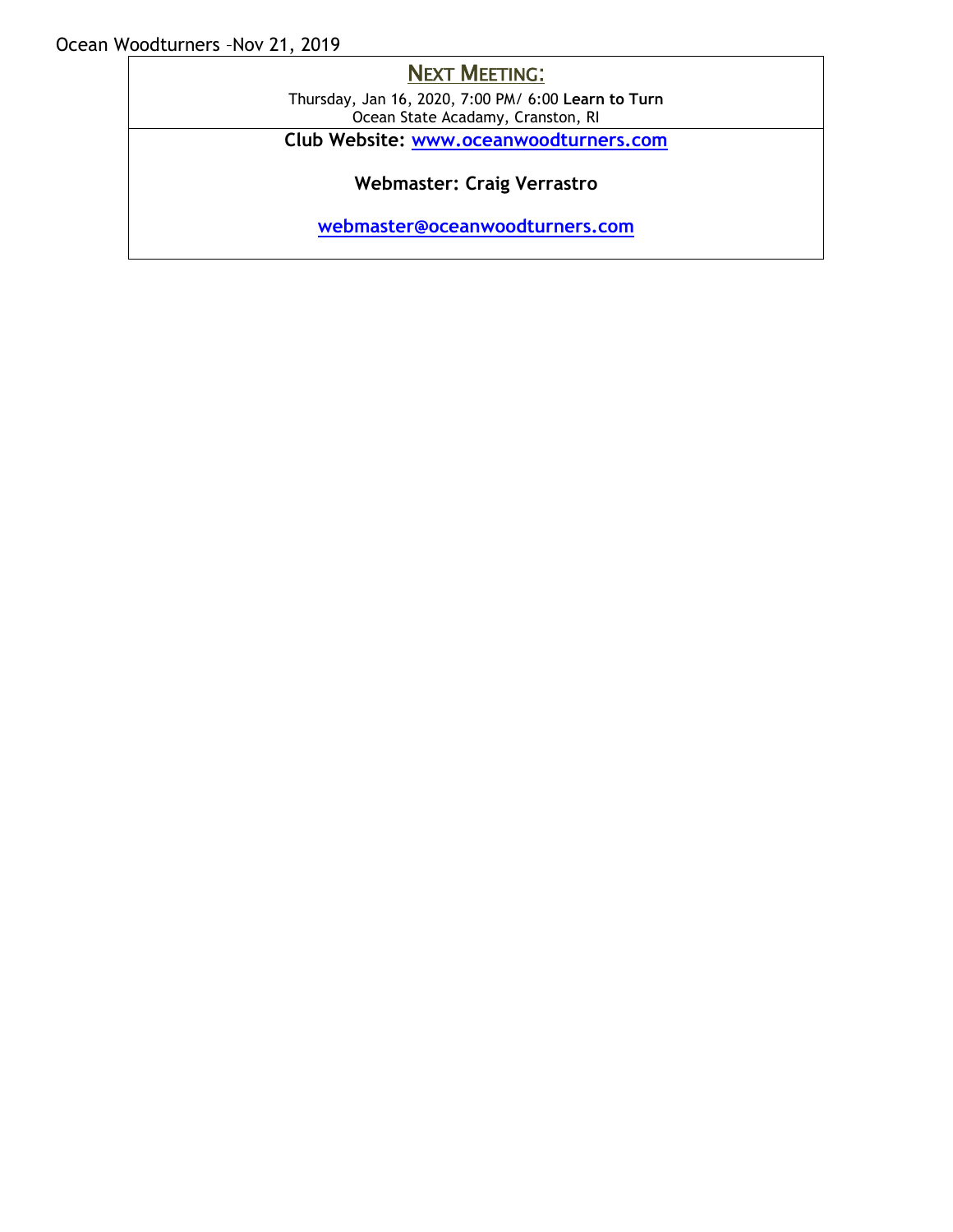## NEXT MEETING:

Thursday, Jan 16, 2020, 7:00 PM/ 6:00 **Learn to Turn**
Ocean State Acadamy, Cranston, RI

**Club Website: [www.oceanwoodturners.com](http://www.oceanwoodturners.com)**

**Webmaster: Craig Verrastro**

**[webmaster@oceanwoodturners.com](mailto:webmaster@oceanwoodturners.com)**